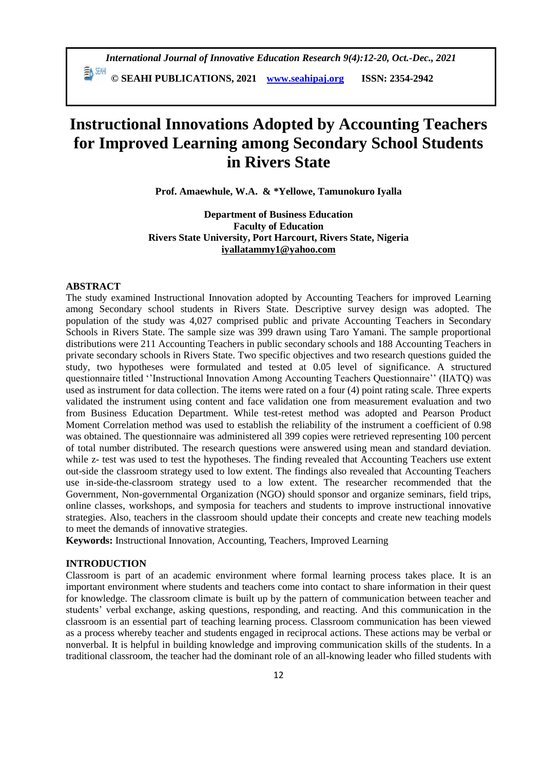# Instructional Innovations Adopted by Accounting Teachers for Improved Learning among Secondary School Students in Rivers State

**Prof. Amaewhule, W.A. & *Yellowe, Tamunokuro Iyalla**

**Department of Business Education**
**Faculty of Education**
**Rivers State University, Port Harcourt, Rivers State, Nigeria**
**iyallatammy1@yahoo.com**

## ABSTRACT

The study examined Instructional Innovation adopted by Accounting Teachers for improved Learning among Secondary school students in Rivers State. Descriptive survey design was adopted. The population of the study was 4,027 comprised public and private Accounting Teachers in Secondary Schools in Rivers State. The sample size was 399 drawn using Taro Yamani. The sample proportional distributions were 211 Accounting Teachers in public secondary schools and 188 Accounting Teachers in private secondary schools in Rivers State. Two specific objectives and two research questions guided the study, two hypotheses were formulated and tested at 0.05 level of significance. A structured questionnaire titled ''Instructional Innovation Among Accounting Teachers Questionnaire'' (IIATQ) was used as instrument for data collection. The items were rated on a four (4) point rating scale. Three experts validated the instrument using content and face validation one from measurement evaluation and two from Business Education Department. While test-retest method was adopted and Pearson Product Moment Correlation method was used to establish the reliability of the instrument a coefficient of 0.98 was obtained. The questionnaire was administered all 399 copies were retrieved representing 100 percent of total number distributed. The research questions were answered using mean and standard deviation. while z- test was used to test the hypotheses. The finding revealed that Accounting Teachers use extent out-side the classroom strategy used to low extent. The findings also revealed that Accounting Teachers use in-side-the-classroom strategy used to a low extent. The researcher recommended that the Government, Non-governmental Organization (NGO) should sponsor and organize seminars, field trips, online classes, workshops, and symposia for teachers and students to improve instructional innovative strategies. Also, teachers in the classroom should update their concepts and create new teaching models to meet the demands of innovative strategies.

**Keywords:** Instructional Innovation, Accounting, Teachers, Improved Learning

## INTRODUCTION

Classroom is part of an academic environment where formal learning process takes place. It is an important environment where students and teachers come into contact to share information in their quest for knowledge. The classroom climate is built up by the pattern of communication between teacher and students' verbal exchange, asking questions, responding, and reacting. And this communication in the classroom is an essential part of teaching learning process. Classroom communication has been viewed as a process whereby teacher and students engaged in reciprocal actions. These actions may be verbal or nonverbal. It is helpful in building knowledge and improving communication skills of the students. In a traditional classroom, the teacher had the dominant role of an all-knowing leader who filled students with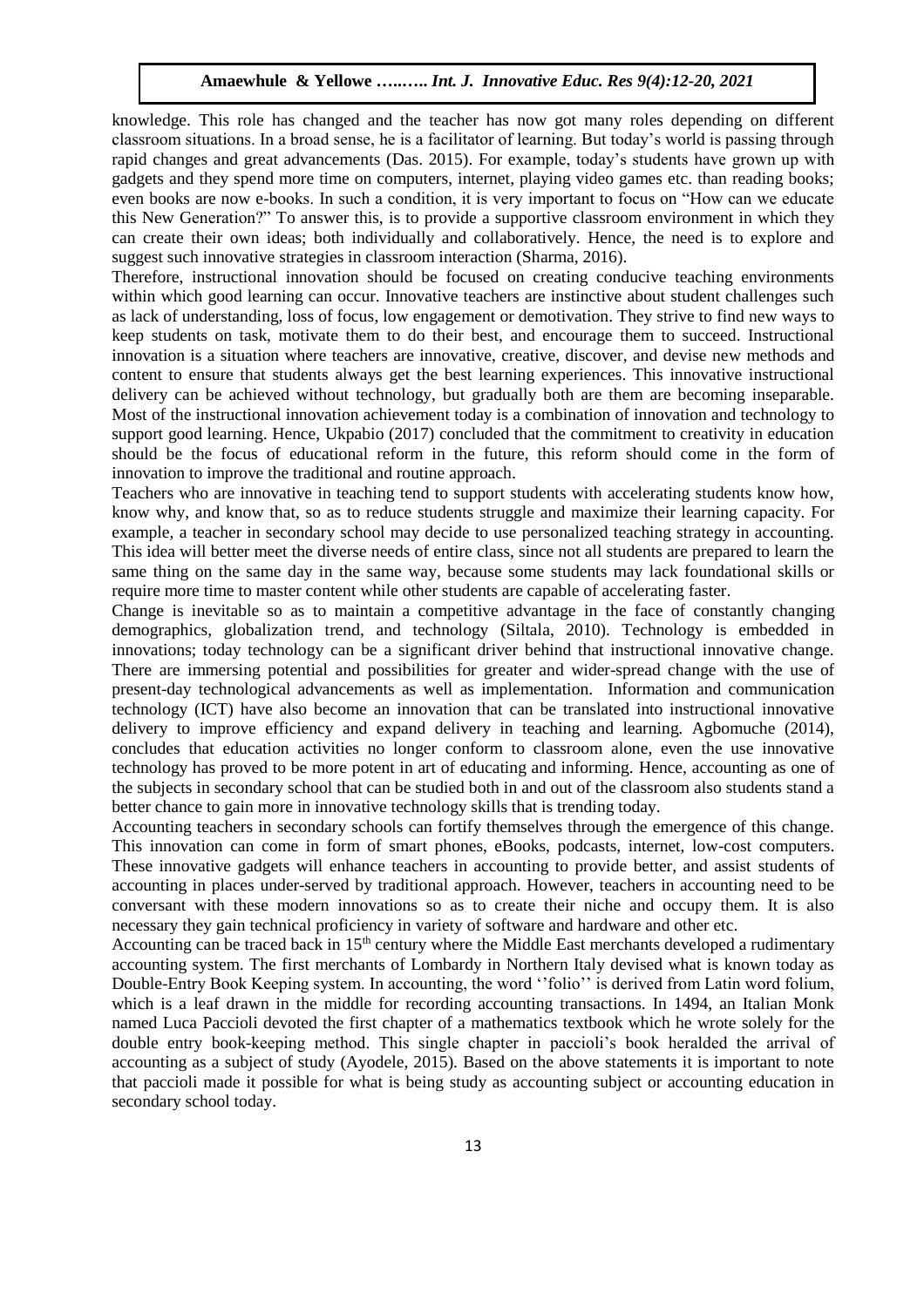knowledge. This role has changed and the teacher has now got many roles depending on different classroom situations. In a broad sense, he is a facilitator of learning. But today's world is passing through rapid changes and great advancements (Das. 2015). For example, today's students have grown up with gadgets and they spend more time on computers, internet, playing video games etc. than reading books; even books are now e-books. In such a condition, it is very important to focus on "How can we educate this New Generation?" To answer this, is to provide a supportive classroom environment in which they can create their own ideas; both individually and collaboratively. Hence, the need is to explore and suggest such innovative strategies in classroom interaction (Sharma, 2016).

Therefore, instructional innovation should be focused on creating conducive teaching environments within which good learning can occur. Innovative teachers are instinctive about student challenges such as lack of understanding, loss of focus, low engagement or demotivation. They strive to find new ways to keep students on task, motivate them to do their best, and encourage them to succeed. Instructional innovation is a situation where teachers are innovative, creative, discover, and devise new methods and content to ensure that students always get the best learning experiences. This innovative instructional delivery can be achieved without technology, but gradually both are them are becoming inseparable. Most of the instructional innovation achievement today is a combination of innovation and technology to support good learning. Hence, Ukpabio (2017) concluded that the commitment to creativity in education should be the focus of educational reform in the future, this reform should come in the form of innovation to improve the traditional and routine approach.

Teachers who are innovative in teaching tend to support students with accelerating students know how, know why, and know that, so as to reduce students struggle and maximize their learning capacity. For example, a teacher in secondary school may decide to use personalized teaching strategy in accounting. This idea will better meet the diverse needs of entire class, since not all students are prepared to learn the same thing on the same day in the same way, because some students may lack foundational skills or require more time to master content while other students are capable of accelerating faster.

Change is inevitable so as to maintain a competitive advantage in the face of constantly changing demographics, globalization trend, and technology (Siltala, 2010). Technology is embedded in innovations; today technology can be a significant driver behind that instructional innovative change. There are immersing potential and possibilities for greater and wider-spread change with the use of present-day technological advancements as well as implementation. Information and communication technology (ICT) have also become an innovation that can be translated into instructional innovative delivery to improve efficiency and expand delivery in teaching and learning. Agbomuche (2014), concludes that education activities no longer conform to classroom alone, even the use innovative technology has proved to be more potent in art of educating and informing. Hence, accounting as one of the subjects in secondary school that can be studied both in and out of the classroom also students stand a better chance to gain more in innovative technology skills that is trending today.

Accounting teachers in secondary schools can fortify themselves through the emergence of this change. This innovation can come in form of smart phones, eBooks, podcasts, internet, low-cost computers. These innovative gadgets will enhance teachers in accounting to provide better, and assist students of accounting in places under-served by traditional approach. However, teachers in accounting need to be conversant with these modern innovations so as to create their niche and occupy them. It is also necessary they gain technical proficiency in variety of software and hardware and other etc.

Accounting can be traced back in 15th century where the Middle East merchants developed a rudimentary accounting system. The first merchants of Lombardy in Northern Italy devised what is known today as Double-Entry Book Keeping system. In accounting, the word ''folio'' is derived from Latin word folium, which is a leaf drawn in the middle for recording accounting transactions. In 1494, an Italian Monk named Luca Paccioli devoted the first chapter of a mathematics textbook which he wrote solely for the double entry book-keeping method. This single chapter in paccioli's book heralded the arrival of accounting as a subject of study (Ayodele, 2015). Based on the above statements it is important to note that paccioli made it possible for what is being study as accounting subject or accounting education in secondary school today.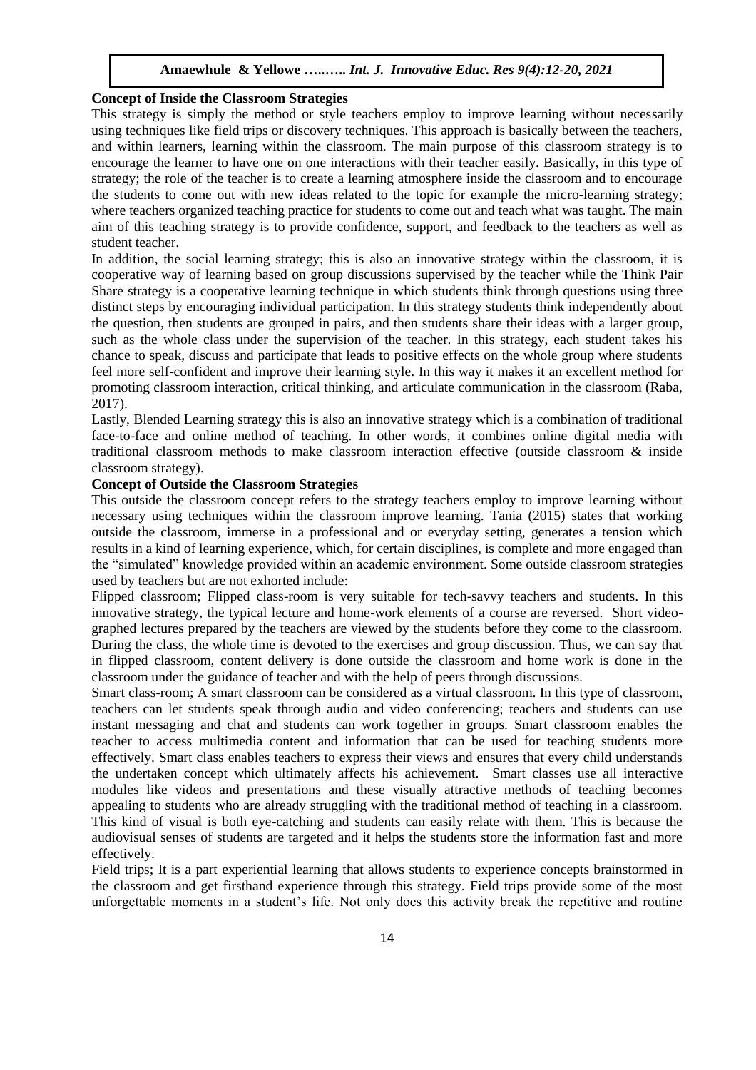**Concept of Inside the Classroom Strategies**

This strategy is simply the method or style teachers employ to improve learning without necessarily using techniques like field trips or discovery techniques. This approach is basically between the teachers, and within learners, learning within the classroom. The main purpose of this classroom strategy is to encourage the learner to have one on one interactions with their teacher easily. Basically, in this type of strategy; the role of the teacher is to create a learning atmosphere inside the classroom and to encourage the students to come out with new ideas related to the topic for example the micro-learning strategy; where teachers organized teaching practice for students to come out and teach what was taught. The main aim of this teaching strategy is to provide confidence, support, and feedback to the teachers as well as student teacher.

In addition, the social learning strategy; this is also an innovative strategy within the classroom, it is cooperative way of learning based on group discussions supervised by the teacher while the Think Pair Share strategy is a cooperative learning technique in which students think through questions using three distinct steps by encouraging individual participation. In this strategy students think independently about the question, then students are grouped in pairs, and then students share their ideas with a larger group, such as the whole class under the supervision of the teacher. In this strategy, each student takes his chance to speak, discuss and participate that leads to positive effects on the whole group where students feel more self-confident and improve their learning style. In this way it makes it an excellent method for promoting classroom interaction, critical thinking, and articulate communication in the classroom (Raba, 2017).

Lastly, Blended Learning strategy this is also an innovative strategy which is a combination of traditional face-to-face and online method of teaching. In other words, it combines online digital media with traditional classroom methods to make classroom interaction effective (outside classroom & inside classroom strategy).

**Concept of Outside the Classroom Strategies**

This outside the classroom concept refers to the strategy teachers employ to improve learning without necessary using techniques within the classroom improve learning. Tania (2015) states that working outside the classroom, immerse in a professional and or everyday setting, generates a tension which results in a kind of learning experience, which, for certain disciplines, is complete and more engaged than the "simulated" knowledge provided within an academic environment. Some outside classroom strategies used by teachers but are not exhorted include:

Flipped classroom; Flipped class-room is very suitable for tech-savvy teachers and students. In this innovative strategy, the typical lecture and home-work elements of a course are reversed. Short video-graphed lectures prepared by the teachers are viewed by the students before they come to the classroom. During the class, the whole time is devoted to the exercises and group discussion. Thus, we can say that in flipped classroom, content delivery is done outside the classroom and home work is done in the classroom under the guidance of teacher and with the help of peers through discussions.

Smart class-room; A smart classroom can be considered as a virtual classroom. In this type of classroom, teachers can let students speak through audio and video conferencing; teachers and students can use instant messaging and chat and students can work together in groups. Smart classroom enables the teacher to access multimedia content and information that can be used for teaching students more effectively. Smart class enables teachers to express their views and ensures that every child understands the undertaken concept which ultimately affects his achievement. Smart classes use all interactive modules like videos and presentations and these visually attractive methods of teaching becomes appealing to students who are already struggling with the traditional method of teaching in a classroom. This kind of visual is both eye-catching and students can easily relate with them. This is because the audiovisual senses of students are targeted and it helps the students store the information fast and more effectively.

Field trips; It is a part experiential learning that allows students to experience concepts brainstormed in the classroom and get firsthand experience through this strategy. Field trips provide some of the most unforgettable moments in a student's life. Not only does this activity break the repetitive and routine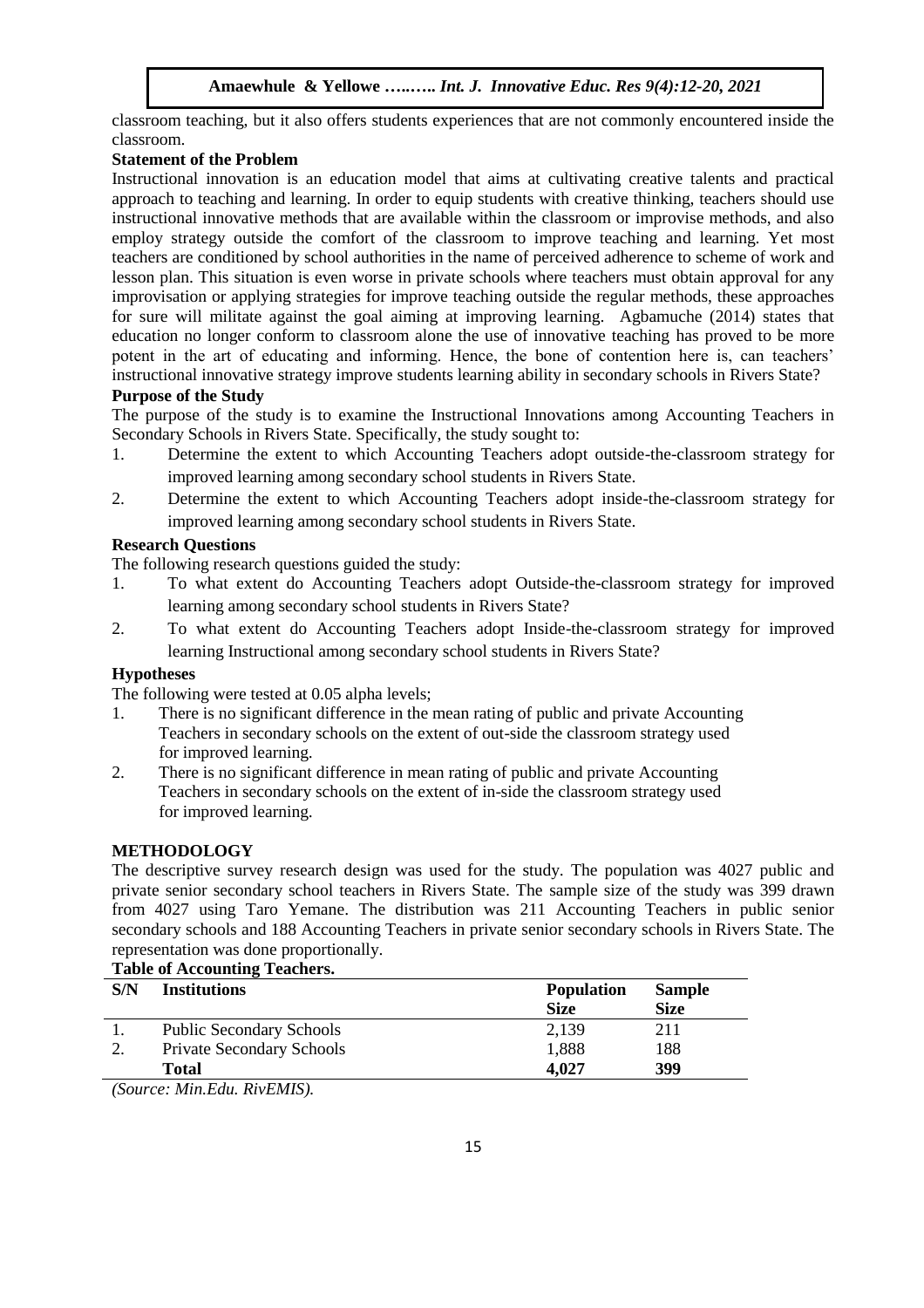classroom teaching, but it also offers students experiences that are not commonly encountered inside the classroom.

**Statement of the Problem**

Instructional innovation is an education model that aims at cultivating creative talents and practical approach to teaching and learning. In order to equip students with creative thinking, teachers should use instructional innovative methods that are available within the classroom or improvise methods, and also employ strategy outside the comfort of the classroom to improve teaching and learning. Yet most teachers are conditioned by school authorities in the name of perceived adherence to scheme of work and lesson plan. This situation is even worse in private schools where teachers must obtain approval for any improvisation or applying strategies for improve teaching outside the regular methods, these approaches for sure will militate against the goal aiming at improving learning. Agbamuche (2014) states that education no longer conform to classroom alone the use of innovative teaching has proved to be more potent in the art of educating and informing. Hence, the bone of contention here is, can teachers' instructional innovative strategy improve students learning ability in secondary schools in Rivers State?

**Purpose of the Study**

The purpose of the study is to examine the Instructional Innovations among Accounting Teachers in Secondary Schools in Rivers State. Specifically, the study sought to:

1. Determine the extent to which Accounting Teachers adopt outside-the-classroom strategy for improved learning among secondary school students in Rivers State.
2. Determine the extent to which Accounting Teachers adopt inside-the-classroom strategy for improved learning among secondary school students in Rivers State.

**Research Questions**

The following research questions guided the study:

1. To what extent do Accounting Teachers adopt Outside-the-classroom strategy for improved learning among secondary school students in Rivers State?
2. To what extent do Accounting Teachers adopt Inside-the-classroom strategy for improved learning Instructional among secondary school students in Rivers State?

**Hypotheses**

The following were tested at 0.05 alpha levels;

1. There is no significant difference in the mean rating of public and private Accounting Teachers in secondary schools on the extent of out-side the classroom strategy used for improved learning.
2. There is no significant difference in mean rating of public and private Accounting Teachers in secondary schools on the extent of in-side the classroom strategy used for improved learning.

**METHODOLOGY**

The descriptive survey research design was used for the study. The population was 4027 public and private senior secondary school teachers in Rivers State. The sample size of the study was 399 drawn from 4027 using Taro Yemane. The distribution was 211 Accounting Teachers in public senior secondary schools and 188 Accounting Teachers in private senior secondary schools in Rivers State. The representation was done proportionally.

**Table of Accounting Teachers.**

| S/N | Institutions | Population Size | Sample Size |
|---|---|---|---|
| 1. | Public Secondary Schools | 2,139 | 211 |
| 2. | Private Secondary Schools | 1,888 | 188 |
| | **Total** | **4,027** | **399** |

*(Source: Min.Edu. RivEMIS).*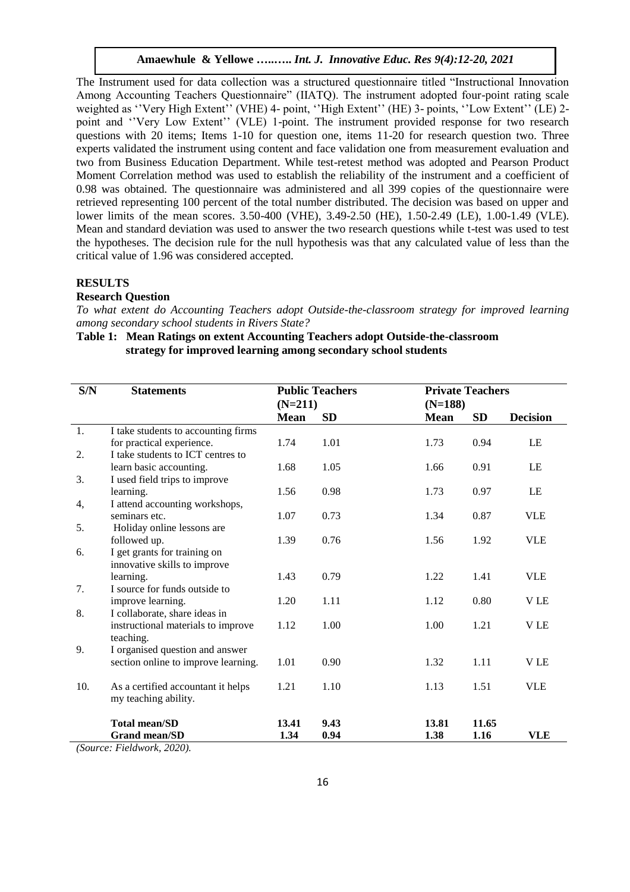The Instrument used for data collection was a structured questionnaire titled "Instructional Innovation Among Accounting Teachers Questionnaire" (IIATQ). The instrument adopted four-point rating scale weighted as ''Very High Extent'' (VHE) 4- point, ''High Extent'' (HE) 3- points, ''Low Extent'' (LE) 2-point and ''Very Low Extent'' (VLE) 1-point. The instrument provided response for two research questions with 20 items; Items 1-10 for question one, items 11-20 for research question two. Three experts validated the instrument using content and face validation one from measurement evaluation and two from Business Education Department. While test-retest method was adopted and Pearson Product Moment Correlation method was used to establish the reliability of the instrument and a coefficient of 0.98 was obtained. The questionnaire was administered and all 399 copies of the questionnaire were retrieved representing 100 percent of the total number distributed. The decision was based on upper and lower limits of the mean scores. 3.50-400 (VHE), 3.49-2.50 (HE), 1.50-2.49 (LE), 1.00-1.49 (VLE). Mean and standard deviation was used to answer the two research questions while t-test was used to test the hypotheses. The decision rule for the null hypothesis was that any calculated value of less than the critical value of 1.96 was considered accepted.

## RESULTS

### Research Question

*To what extent do Accounting Teachers adopt Outside-the-classroom strategy for improved learning among secondary school students in Rivers State?*

**Table 1: Mean Ratings on extent Accounting Teachers adopt Outside-the-classroom strategy for improved learning among secondary school students**

| S/N | Statements | Public Teachers (N=211) | | Private Teachers (N=188) | | |
|---|---|---|---|---|---|---|
| | | **Mean** | **SD** | **Mean** | **SD** | **Decision** |
| 1. | I take students to accounting firms for practical experience. | 1.74 | 1.01 | 1.73 | 0.94 | LE |
| 2. | I take students to ICT centres to learn basic accounting. | 1.68 | 1.05 | 1.66 | 0.91 | LE |
| 3. | I used field trips to improve learning. | 1.56 | 0.98 | 1.73 | 0.97 | LE |
| 4, | I attend accounting workshops, seminars etc. | 1.07 | 0.73 | 1.34 | 0.87 | VLE |
| 5. | Holiday online lessons are followed up. | 1.39 | 0.76 | 1.56 | 1.92 | VLE |
| 6. | I get grants for training on innovative skills to improve learning. | 1.43 | 0.79 | 1.22 | 1.41 | VLE |
| 7. | I source for funds outside to improve learning. | 1.20 | 1.11 | 1.12 | 0.80 | V LE |
| 8. | I collaborate, share ideas in instructional materials to improve teaching. | 1.12 | 1.00 | 1.00 | 1.21 | V LE |
| 9. | I organised question and answer section online to improve learning. | 1.01 | 0.90 | 1.32 | 1.11 | V LE |
| 10. | As a certified accountant it helps my teaching ability. | 1.21 | 1.10 | 1.13 | 1.51 | VLE |
| | **Total mean/SD** | **13.41** | **9.43** | **13.81** | **11.65** | |
| | **Grand mean/SD** | **1.34** | **0.94** | **1.38** | **1.16** | **VLE** |

*(Source: Fieldwork, 2020).*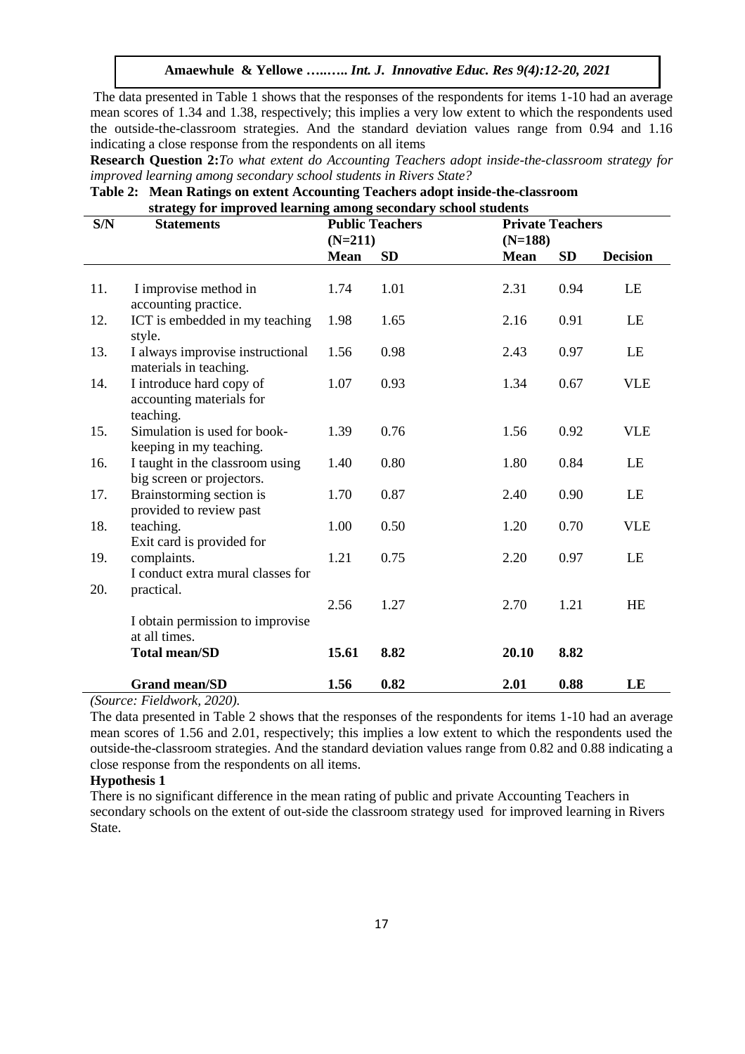The data presented in Table 1 shows that the responses of the respondents for items 1-10 had an average mean scores of 1.34 and 1.38, respectively; this implies a very low extent to which the respondents used the outside-the-classroom strategies. And the standard deviation values range from 0.94 and 1.16 indicating a close response from the respondents on all items

**Research Question 2:** *To what extent do Accounting Teachers adopt inside-the-classroom strategy for improved learning among secondary school students in Rivers State?*

**Table 2: Mean Ratings on extent Accounting Teachers adopt inside-the-classroom strategy for improved learning among secondary school students**

| S/N | Statements | Public Teachers (N=211) | | Private Teachers (N=188) | | |
|---|---|---|---|---|---|---|
| | | Mean | SD | Mean | SD | Decision |
| 11. | I improvise method in accounting practice. | 1.74 | 1.01 | 2.31 | 0.94 | LE |
| 12. | ICT is embedded in my teaching style. | 1.98 | 1.65 | 2.16 | 0.91 | LE |
| 13. | I always improvise instructional materials in teaching. | 1.56 | 0.98 | 2.43 | 0.97 | LE |
| 14. | I introduce hard copy of accounting materials for teaching. | 1.07 | 0.93 | 1.34 | 0.67 | VLE |
| 15. | Simulation is used for book-keeping in my teaching. | 1.39 | 0.76 | 1.56 | 0.92 | VLE |
| 16. | I taught in the classroom using big screen or projectors. | 1.40 | 0.80 | 1.80 | 0.84 | LE |
| 17. | Brainstorming section is provided to review past teaching. | 1.70 | 0.87 | 2.40 | 0.90 | LE |
| 18. | Exit card is provided for complaints. | 1.00 | 0.50 | 1.20 | 0.70 | VLE |
| 19. | I conduct extra mural classes for practical. | 1.21 | 0.75 | 2.20 | 0.97 | LE |
| 20. | I obtain permission to improvise at all times. | 2.56 | 1.27 | 2.70 | 1.21 | HE |
| | **Total mean/SD** | **15.61** | **8.82** | **20.10** | **8.82** | |
| | **Grand mean/SD** | **1.56** | **0.82** | **2.01** | **0.88** | **LE** |

*(Source: Fieldwork, 2020).*

The data presented in Table 2 shows that the responses of the respondents for items 1-10 had an average mean scores of 1.56 and 2.01, respectively; this implies a low extent to which the respondents used the outside-the-classroom strategies. And the standard deviation values range from 0.82 and 0.88 indicating a close response from the respondents on all items.

**Hypothesis 1**

There is no significant difference in the mean rating of public and private Accounting Teachers in secondary schools on the extent of out-side the classroom strategy used for improved learning in Rivers State.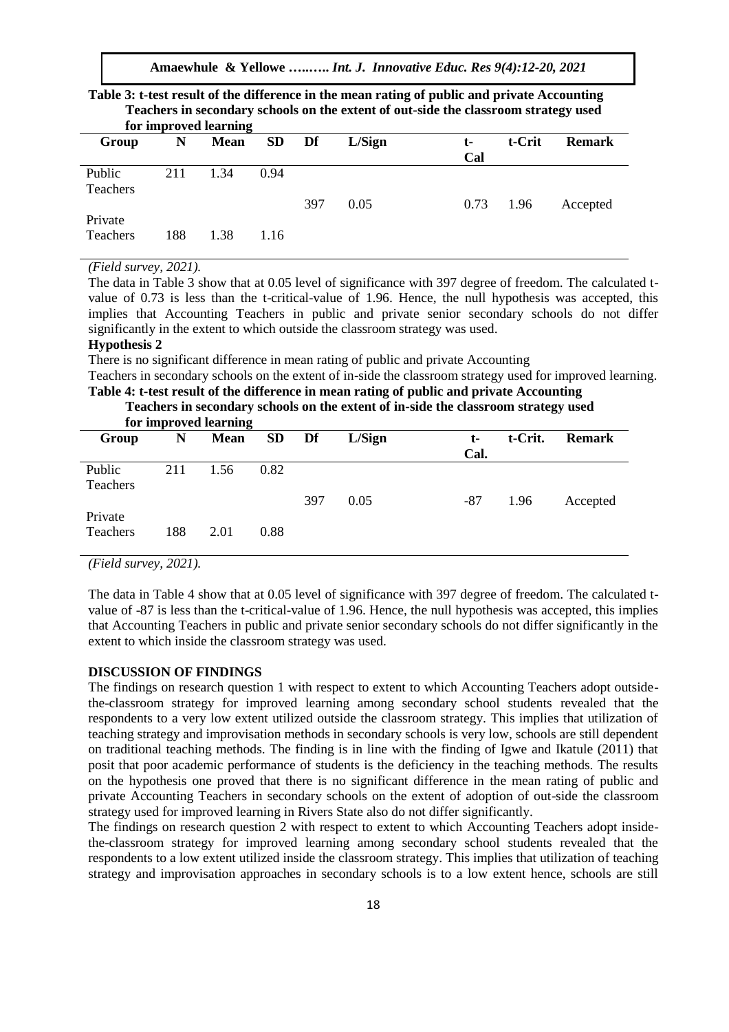**Table 3: t-test result of the difference in the mean rating of public and private Accounting Teachers in secondary schools on the extent of out-side the classroom strategy used for improved learning**

| Group | N | Mean | SD | Df | L/Sign | t-Cal | t-Crit | Remark |
|---|---|---|---|---|---|---|---|---|
| Public Teachers | 211 | 1.34 | 0.94 | | | | | |
| | | | | 397 | 0.05 | 0.73 | 1.96 | Accepted |
| Private Teachers | 188 | 1.38 | 1.16 | | | | | |

*(Field survey, 2021).*

The data in Table 3 show that at 0.05 level of significance with 397 degree of freedom. The calculated t-value of 0.73 is less than the t-critical-value of 1.96. Hence, the null hypothesis was accepted, this implies that Accounting Teachers in public and private senior secondary schools do not differ significantly in the extent to which outside the classroom strategy was used.

**Hypothesis 2**

There is no significant difference in mean rating of public and private Accounting Teachers in secondary schools on the extent of in-side the classroom strategy used for improved learning.

**Table 4: t-test result of the difference in mean rating of public and private Accounting Teachers in secondary schools on the extent of in-side the classroom strategy used for improved learning**

| Group | N | Mean | SD | Df | L/Sign | t-Cal. | t-Crit. | Remark |
|---|---|---|---|---|---|---|---|---|
| Public Teachers | 211 | 1.56 | 0.82 | | | | | |
| | | | | 397 | 0.05 | -87 | 1.96 | Accepted |
| Private Teachers | 188 | 2.01 | 0.88 | | | | | |

*(Field survey, 2021).*

The data in Table 4 show that at 0.05 level of significance with 397 degree of freedom. The calculated t-value of -87 is less than the t-critical-value of 1.96. Hence, the null hypothesis was accepted, this implies that Accounting Teachers in public and private senior secondary schools do not differ significantly in the extent to which inside the classroom strategy was used.

## DISCUSSION OF FINDINGS

The findings on research question 1 with respect to extent to which Accounting Teachers adopt outside-the-classroom strategy for improved learning among secondary school students revealed that the respondents to a very low extent utilized outside the classroom strategy. This implies that utilization of teaching strategy and improvisation methods in secondary schools is very low, schools are still dependent on traditional teaching methods. The finding is in line with the finding of Igwe and Ikatule (2011) that posit that poor academic performance of students is the deficiency in the teaching methods. The results on the hypothesis one proved that there is no significant difference in the mean rating of public and private Accounting Teachers in secondary schools on the extent of adoption of out-side the classroom strategy used for improved learning in Rivers State also do not differ significantly.

The findings on research question 2 with respect to extent to which Accounting Teachers adopt inside-the-classroom strategy for improved learning among secondary school students revealed that the respondents to a low extent utilized inside the classroom strategy. This implies that utilization of teaching strategy and improvisation approaches in secondary schools is to a low extent hence, schools are still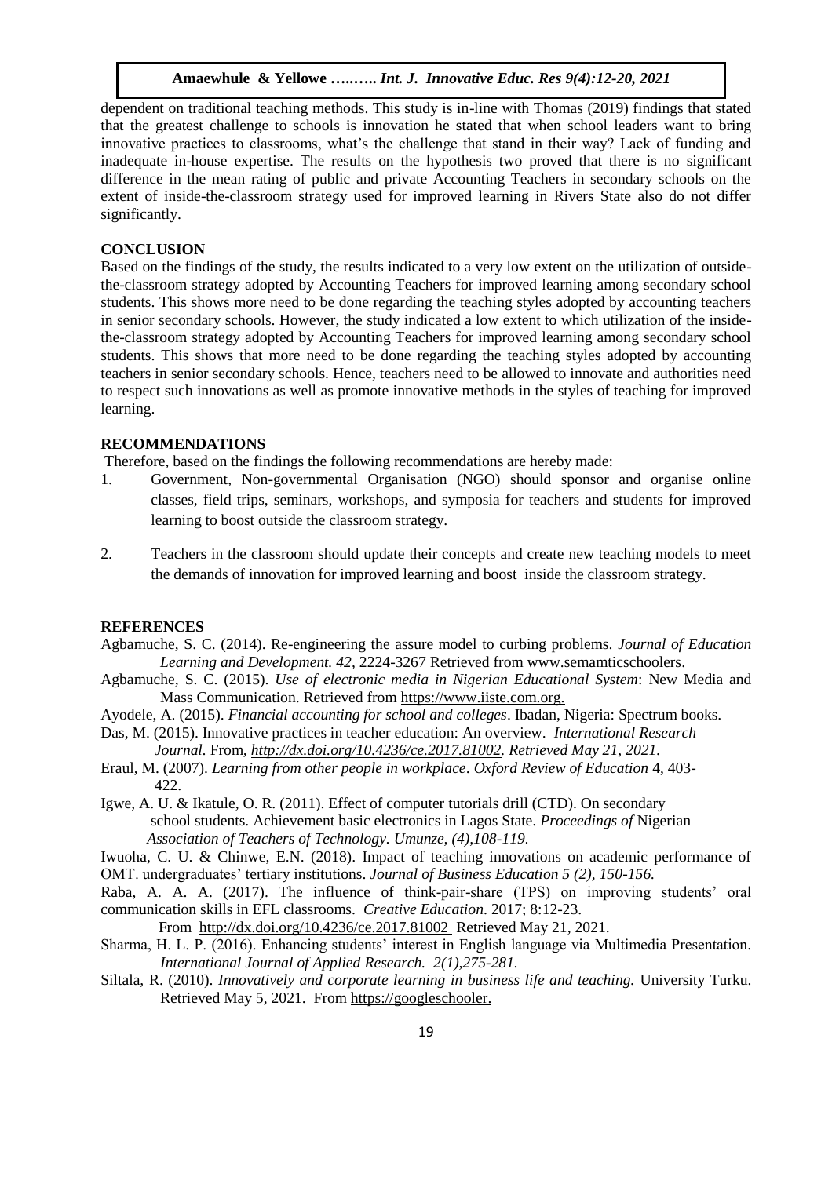dependent on traditional teaching methods. This study is in-line with Thomas (2019) findings that stated that the greatest challenge to schools is innovation he stated that when school leaders want to bring innovative practices to classrooms, what's the challenge that stand in their way? Lack of funding and inadequate in-house expertise. The results on the hypothesis two proved that there is no significant difference in the mean rating of public and private Accounting Teachers in secondary schools on the extent of inside-the-classroom strategy used for improved learning in Rivers State also do not differ significantly.

## CONCLUSION

Based on the findings of the study, the results indicated to a very low extent on the utilization of outside-the-classroom strategy adopted by Accounting Teachers for improved learning among secondary school students. This shows more need to be done regarding the teaching styles adopted by accounting teachers in senior secondary schools. However, the study indicated a low extent to which utilization of the inside-the-classroom strategy adopted by Accounting Teachers for improved learning among secondary school students. This shows that more need to be done regarding the teaching styles adopted by accounting teachers in senior secondary schools. Hence, teachers need to be allowed to innovate and authorities need to respect such innovations as well as promote innovative methods in the styles of teaching for improved learning.

## RECOMMENDATIONS

Therefore, based on the findings the following recommendations are hereby made:

1. Government, Non-governmental Organisation (NGO) should sponsor and organise online classes, field trips, seminars, workshops, and symposia for teachers and students for improved learning to boost outside the classroom strategy.

2. Teachers in the classroom should update their concepts and create new teaching models to meet the demands of innovation for improved learning and boost inside the classroom strategy.

## REFERENCES

Agbamuche, S. C. (2014). Re-engineering the assure model to curbing problems. *Journal of Education Learning and Development. 42,* 2224-3267 Retrieved from www.semamticschoolers.

Agbamuche, S. C. (2015). *Use of electronic media in Nigerian Educational System*: New Media and Mass Communication. Retrieved from https://www.iiste.com.org.

Ayodele, A. (2015). *Financial accounting for school and colleges*. Ibadan, Nigeria: Spectrum books.

Das, M. (2015). Innovative practices in teacher education: An overview. *International Research Journal*. From, *http://dx.doi.org/10.4236/ce.2017.81002. Retrieved May 21, 2021.*

Eraul, M. (2007). *Learning from other people in workplace*. *Oxford Review of Education* 4, 403-422.

Igwe, A. U. & Ikatule, O. R. (2011). Effect of computer tutorials drill (CTD). On secondary school students. Achievement basic electronics in Lagos State. *Proceedings of* Nigerian *Association of Teachers of Technology. Umunze, (4),108-119.*

Iwuoha, C. U. & Chinwe, E.N. (2018). Impact of teaching innovations on academic performance of OMT. undergraduates' tertiary institutions. *Journal of Business Education 5 (2), 150-156.*

Raba, A. A. A. (2017). The influence of think-pair-share (TPS) on improving students' oral communication skills in EFL classrooms. *Creative Education*. 2017; 8:12-23. From http://dx.doi.org/10.4236/ce.2017.81002 Retrieved May 21, 2021.

Sharma, H. L. P. (2016). Enhancing students' interest in English language via Multimedia Presentation. *International Journal of Applied Research. 2(1),275-281.*

Siltala, R. (2010). *Innovatively and corporate learning in business life and teaching.* University Turku. Retrieved May 5, 2021. From https://googleschooler.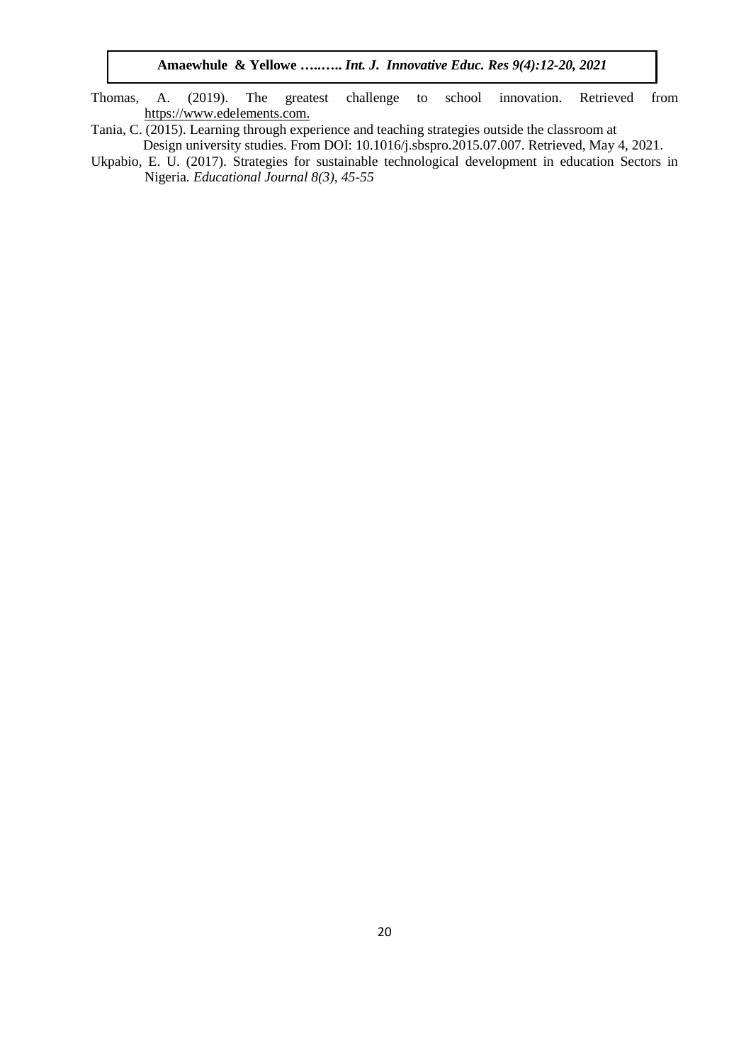Thomas, A. (2019). The greatest challenge to school innovation. Retrieved from https://www.edelements.com.

Tania, C. (2015). Learning through experience and teaching strategies outside the classroom at Design university studies. From DOI: 10.1016/j.sbspro.2015.07.007. Retrieved, May 4, 2021.

Ukpabio, E. U. (2017). Strategies for sustainable technological development in education Sectors in Nigeria. *Educational Journal 8(3), 45-55*